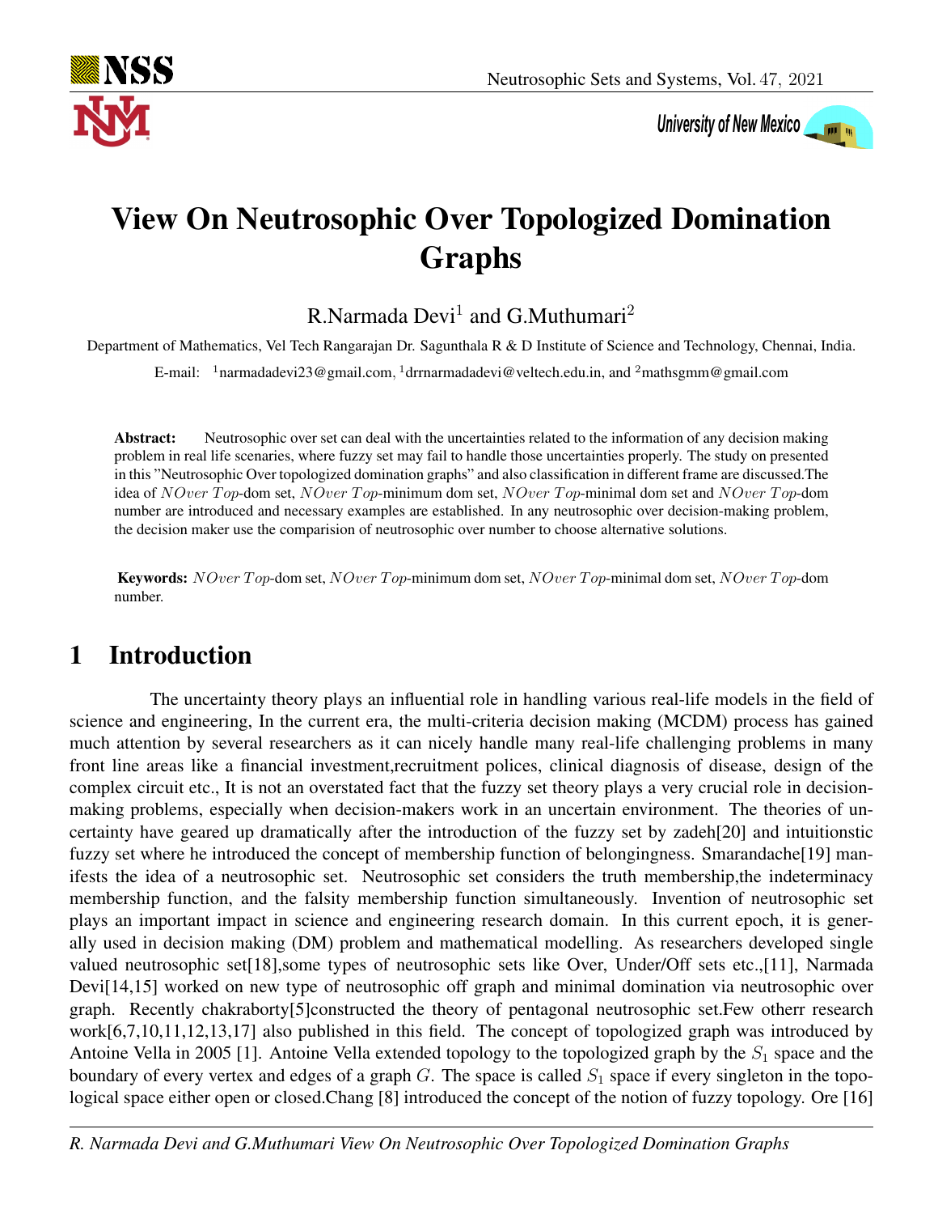# View On Neutrosophic Over Topologized Domination Graphs

R.Narmada Devi[1] and G.Muthumari[2]

Department of Mathematics, Vel Tech Rangarajan Dr. Sagunthala R & D Institute of Science and Technology, Chennai, India.

E-mail: [1]narmadadevi23@gmail.com, [1]drrnarmadadevi@veltech.edu.in, and [2]mathsgmm@gmail.com

**Abstract:** Neutrosophic over set can deal with the uncertainties related to the information of any decision making problem in real life scenaries, where fuzzy set may fail to handle those uncertainties properly. The study on presented in this "Neutrosophic Over topologized domination graphs" and also classification in different frame are discussed.The idea of $NOver\ Top$-dom set, $NOver\ Top$-minimum dom set, $NOver\ Top$-minimal dom set and $NOver\ Top$-dom number are introduced and necessary examples are established. In any neutrosophic over decision-making problem, the decision maker use the comparision of neutrosophic over number to choose alternative solutions.

**Keywords:** $NOver\ Top$-dom set, $NOver\ Top$-minimum dom set, $NOver\ Top$-minimal dom set, $NOver\ Top$-dom number.

## 1 Introduction

The uncertainty theory plays an influential role in handling various real-life models in the field of science and engineering, In the current era, the multi-criteria decision making (MCDM) process has gained much attention by several researchers as it can nicely handle many real-life challenging problems in many front line areas like a financial investment,recruitment polices, clinical diagnosis of disease, design of the complex circuit etc., It is not an overstated fact that the fuzzy set theory plays a very crucial role in decision-making problems, especially when decision-makers work in an uncertain environment. The theories of uncertainty have geared up dramatically after the introduction of the fuzzy set by zadeh[20] and intuitionstic fuzzy set where he introduced the concept of membership function of belongingness. Smarandache[19] manifests the idea of a neutrosophic set. Neutrosophic set considers the truth membership,the indeterminacy membership function, and the falsity membership function simultaneously. Invention of neutrosophic set plays an important impact in science and engineering research domain. In this current epoch, it is generally used in decision making (DM) problem and mathematical modelling. As researchers developed single valued neutrosophic set[18],some types of neutrosophic sets like Over, Under/Off sets etc.,[11], Narmada Devi[14,15] worked on new type of neutrosophic off graph and minimal domination via neutrosophic over graph. Recently chakraborty[5]constructed the theory of pentagonal neutrosophic set.Few otherr research work[6,7,10,11,12,13,17] also published in this field. The concept of topologized graph was introduced by Antoine Vella in 2005 [1]. Antoine Vella extended topology to the topologized graph by the $S_1$ space and the boundary of every vertex and edges of a graph $G$. The space is called $S_1$ space if every singleton in the topological space either open or closed.Chang [8] introduced the concept of the notion of fuzzy topology. Ore [16]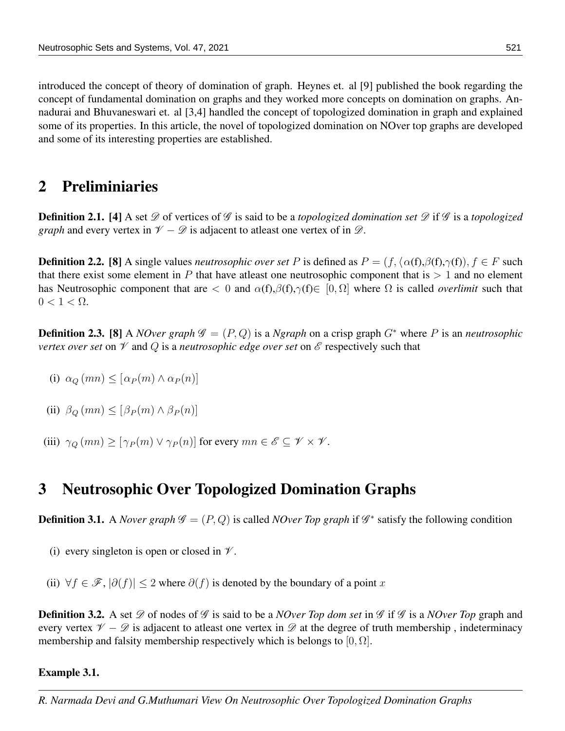introduced the concept of theory of domination of graph. Heynes et. al [9] published the book regarding the concept of fundamental domination on graphs and they worked more concepts on domination on graphs. Annadurai and Bhuvaneswari et. al [3,4] handled the concept of topologized domination in graph and explained some of its properties. In this article, the novel of topologized domination on NOver top graphs are developed and some of its interesting properties are established.

## 2 Preliminiaries

**Definition 2.1. [4]** A set $\mathscr{D}$ of vertices of $\mathscr{G}$ is said to be a *topologized domination set* $\mathscr{D}$ if $\mathscr{G}$ is a *topologized graph* and every vertex in $\mathscr{V} - \mathscr{D}$ is adjacent to atleast one vertex of in $\mathscr{D}$.

**Definition 2.2. [8]** A single values *neutrosophic over set* $P$ is defined as $P = (f, \langle \alpha(\mathrm{f}), \beta(\mathrm{f}), \gamma(\mathrm{f})), f \in F$ such that there exist some element in $P$ that have atleast one neutrosophic component that is $> 1$ and no element has Neutrosophic component that are $< 0$ and $\alpha(\mathrm{f}), \beta(\mathrm{f}), \gamma(\mathrm{f}) \in [0, \Omega]$ where $\Omega$ is called *overlimit* such that $0 < 1 < \Omega$.

**Definition 2.3. [8]** A *NOver graph* $\mathscr{G} = (P, Q)$ is a *Ngraph* on a crisp graph $G^*$ where $P$ is an *neutrosophic vertex over set* on $\mathscr{V}$ and $Q$ is a *neutrosophic edge over set* on $\mathscr{E}$ respectively such that

(i) $\alpha_Q(mn) \leq [\alpha_P(m) \wedge \alpha_P(n)]$

(ii) $\beta_Q(mn) \leq [\beta_P(m) \wedge \beta_P(n)]$

(iii) $\gamma_Q(mn) \geq [\gamma_P(m) \vee \gamma_P(n)]$ for every $mn \in \mathscr{E} \subseteq \mathscr{V} \times \mathscr{V}$.

## 3 Neutrosophic Over Topologized Domination Graphs

**Definition 3.1.** A *Nover graph* $\mathscr{G} = (P, Q)$ is called *NOver Top graph* if $\mathscr{G}^*$ satisfy the following condition

(i) every singleton is open or closed in $\mathscr{V}$.

(ii) $\forall f \in \mathscr{F}$, $|\partial(f)| \leq 2$ where $\partial(f)$ is denoted by the boundary of a point $x$

**Definition 3.2.** A set $\mathscr{D}$ of nodes of $\mathscr{G}$ is said to be a *NOver Top dom set* in $\mathscr{G}$ if $\mathscr{G}$ is a *NOver Top* graph and every vertex $\mathscr{V} - \mathscr{D}$ is adjacent to atleast one vertex in $\mathscr{D}$ at the degree of truth membership , indeterminacy membership and falsity membership respectively which is belongs to $[0, \Omega]$.

**Example 3.1.**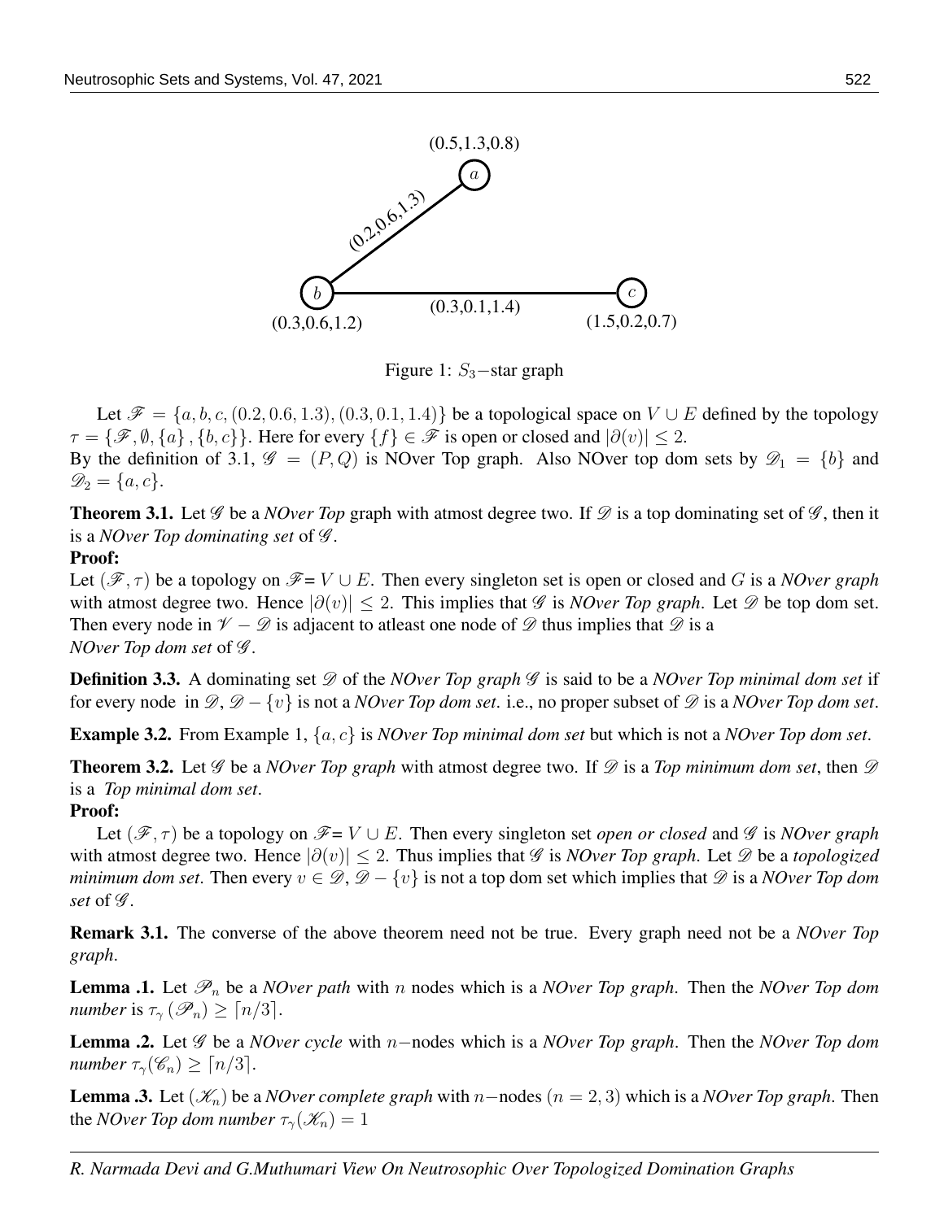(0.5,1.3,0.8)

$a$

(0.2,0.6,1.3)

$b$

(0.3,0.1,1.4)

$c$

(0.3,0.6,1.2)

(1.5,0.2,0.7)

Figure 1: $S_3-$star graph

Let $\mathscr{F} = \{a, b, c, (0.2, 0.6, 1.3), (0.3, 0.1, 1.4)\}$ be a topological space on $V \cup E$ defined by the topology $\tau = \{\mathscr{F}, \emptyset, \{a\}, \{b, c\}\}$. Here for every $\{f\} \in \mathscr{F}$ is open or closed and $|\partial(v)| \leq 2$.
By the definition of 3.1, $\mathscr{G} = (P, Q)$ is NOver Top graph. Also NOver top dom sets by $\mathscr{D}_1 = \{b\}$ and $\mathscr{D}_2 = \{a, c\}$.

**Theorem 3.1.** Let $\mathscr{G}$ be a *NOver Top* graph with atmost degree two. If $\mathscr{D}$ is a top dominating set of $\mathscr{G}$, then it is a *NOver Top dominating set* of $\mathscr{G}$.

**Proof:**
Let $(\mathscr{F}, \tau)$ be a topology on $\mathscr{F} = V \cup E$. Then every singleton set is open or closed and $G$ is a *NOver graph* with atmost degree two. Hence $|\partial(v)| \leq 2$. This implies that $\mathscr{G}$ is *NOver Top graph*. Let $\mathscr{D}$ be top dom set. Then every node in $\mathscr{V} - \mathscr{D}$ is adjacent to atleast one node of $\mathscr{D}$ thus implies that $\mathscr{D}$ is a *NOver Top dom set* of $\mathscr{G}$.

**Definition 3.3.** A dominating set $\mathscr{D}$ of the *NOver Top graph* $\mathscr{G}$ is said to be a *NOver Top minimal dom set* if for every node in $\mathscr{D}$, $\mathscr{D} - \{v\}$ is not a *NOver Top dom set*. i.e., no proper subset of $\mathscr{D}$ is a *NOver Top dom set*.

**Example 3.2.** From Example 1, $\{a, c\}$ is *NOver Top minimal dom set* but which is not a *NOver Top dom set*.

**Theorem 3.2.** Let $\mathscr{G}$ be a *NOver Top graph* with atmost degree two. If $\mathscr{D}$ is a *Top minimum dom set*, then $\mathscr{D}$ is a *Top minimal dom set*.

**Proof:**
Let $(\mathscr{F}, \tau)$ be a topology on $\mathscr{F} = V \cup E$. Then every singleton set *open or closed* and $\mathscr{G}$ is *NOver graph* with atmost degree two. Hence $|\partial(v)| \leq 2$. Thus implies that $\mathscr{G}$ is *NOver Top graph*. Let $\mathscr{D}$ be a *topologized minimum dom set*. Then every $v \in \mathscr{D}$, $\mathscr{D} - \{v\}$ is not a top dom set which implies that $\mathscr{D}$ is a *NOver Top dom set* of $\mathscr{G}$.

**Remark 3.1.** The converse of the above theorem need not be true. Every graph need not be a *NOver Top graph*.

**Lemma .1.** Let $\mathscr{P}_n$ be a *NOver path* with $n$ nodes which is a *NOver Top graph*. Then the *NOver Top dom number* is $\tau_\gamma(\mathscr{P}_n) \geq \lceil n/3 \rceil$.

**Lemma .2.** Let $\mathscr{G}$ be a *NOver cycle* with $n-$nodes which is a *NOver Top graph*. Then the *NOver Top dom number* $\tau_\gamma(\mathscr{C}_n) \geq \lceil n/3 \rceil$.

**Lemma .3.** Let $(\mathscr{K}_n)$ be a *NOver complete graph* with $n-$nodes $(n = 2, 3)$ which is a *NOver Top graph*. Then the *NOver Top dom number* $\tau_\gamma(\mathscr{K}_n) = 1$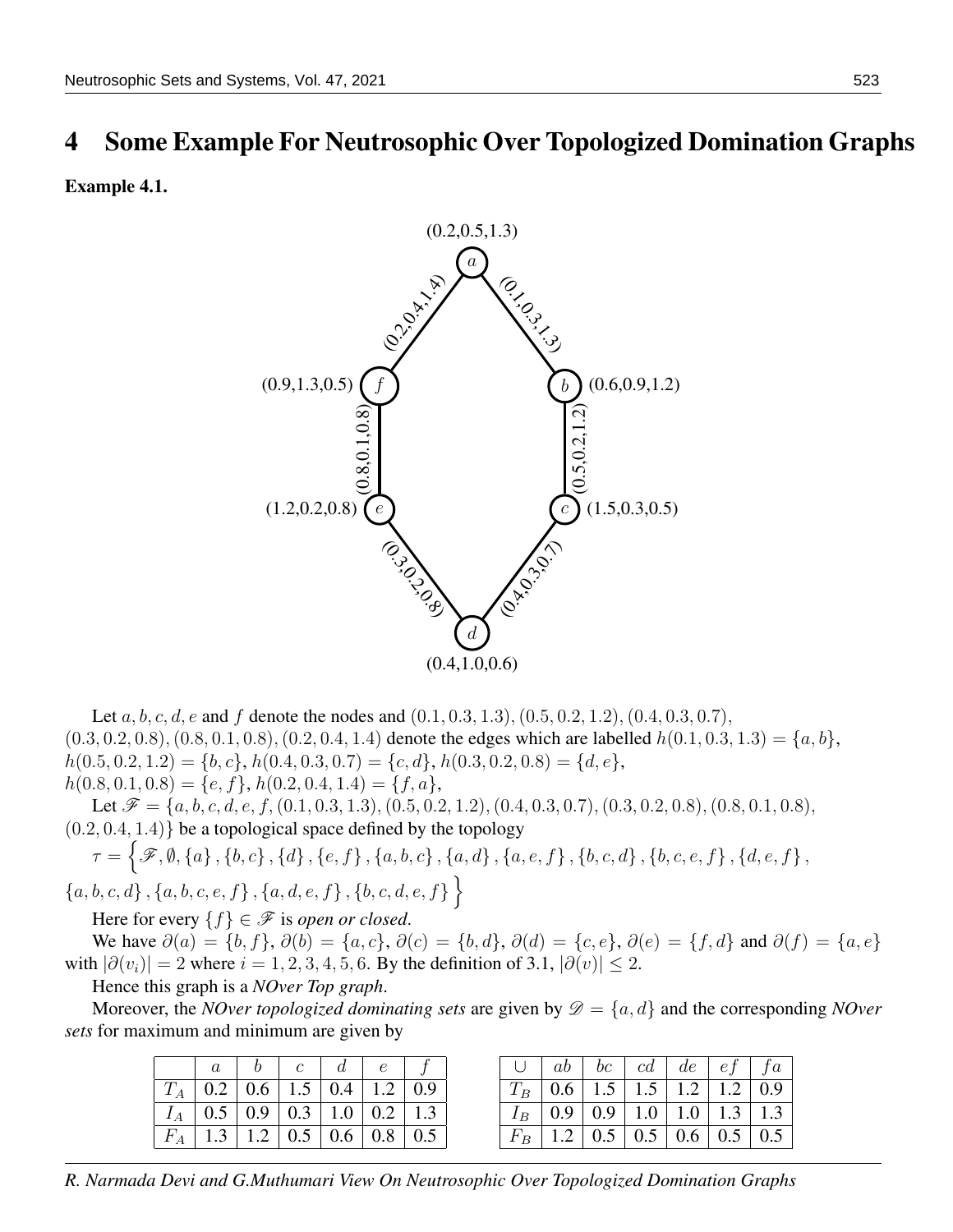# 4 Some Example For Neutrosophic Over Topologized Domination Graphs

**Example 4.1.**

(0.2,0.5,1.3)
$a$
(0.2,0.4,1.4)
(0.1,0.3,1.3)
(0.9,1.3,0.5) $f$
$b$ (0.6,0.9,1.2)
(0.8,0.1,0.8)
(0.5,0.2,1.2)
(1.2,0.2,0.8) $e$
$c$ (1.5,0.3,0.5)
(0.3,0.2,0.8)
(0.4,0.3,0.7)
$d$
(0.4,1.0,0.6)

Let $a, b, c, d, e$ and $f$ denote the nodes and $(0.1, 0.3, 1.3), (0.5, 0.2, 1.2), (0.4, 0.3, 0.7)$, $(0.3, 0.2, 0.8), (0.8, 0.1, 0.8), (0.2, 0.4, 1.4)$ denote the edges which are labelled $h(0.1, 0.3, 1.3) = \{a, b\}$, $h(0.5, 0.2, 1.2) = \{b, c\}$, $h(0.4, 0.3, 0.7) = \{c, d\}$, $h(0.3, 0.2, 0.8) = \{d, e\}$, $h(0.8, 0.1, 0.8) = \{e, f\}$, $h(0.2, 0.4, 1.4) = \{f, a\}$,

Let $\mathscr{F} = \{a, b, c, d, e, f, (0.1, 0.3, 1.3), (0.5, 0.2, 1.2), (0.4, 0.3, 0.7), (0.3, 0.2, 0.8), (0.8, 0.1, 0.8), (0.2, 0.4, 1.4)\}$ be a topological space defined by the topology

$\tau = \Big\{\mathscr{F}, \emptyset, \{a\}, \{b, c\}, \{d\}, \{e, f\}, \{a, b, c\}, \{a, d\}, \{a, e, f\}, \{b, c, d\}, \{b, c, e, f\}, \{d, e, f\}, \{a, b, c, d\}, \{a, b, c, e, f\}, \{a, d, e, f\}, \{b, c, d, e, f\}\Big\}$

Here for every $\{f\} \in \mathscr{F}$ is *open or closed*.

We have $\partial(a) = \{b, f\}$, $\partial(b) = \{a, c\}$, $\partial(c) = \{b, d\}$, $\partial(d) = \{c, e\}$, $\partial(e) = \{f, d\}$ and $\partial(f) = \{a, e\}$ with $|\partial(v_i)| = 2$ where $i = 1, 2, 3, 4, 5, 6$. By the definition of 3.1, $|\partial(v)| \leq 2$.

Hence this graph is a *NOver Top graph*.

Moreover, the *NOver topologized dominating sets* are given by $\mathscr{D} = \{a, d\}$ and the corresponding *NOver sets* for maximum and minimum are given by

| | $a$ | $b$ | $c$ | $d$ | $e$ | $f$ |
|---|---|---|---|---|---|---|
| $T_A$ | 0.2 | 0.6 | 1.5 | 0.4 | 1.2 | 0.9 |
| $I_A$ | 0.5 | 0.9 | 0.3 | 1.0 | 0.2 | 1.3 |
| $F_A$ | 1.3 | 1.2 | 0.5 | 0.6 | 0.8 | 0.5 |

| $\cup$ | $ab$ | $bc$ | $cd$ | $de$ | $ef$ | $fa$ |
|---|---|---|---|---|---|---|
| $T_B$ | 0.6 | 1.5 | 1.5 | 1.2 | 1.2 | 0.9 |
| $I_B$ | 0.9 | 0.9 | 1.0 | 1.0 | 1.3 | 1.3 |
| $F_B$ | 1.2 | 0.5 | 0.5 | 0.6 | 0.5 | 0.5 |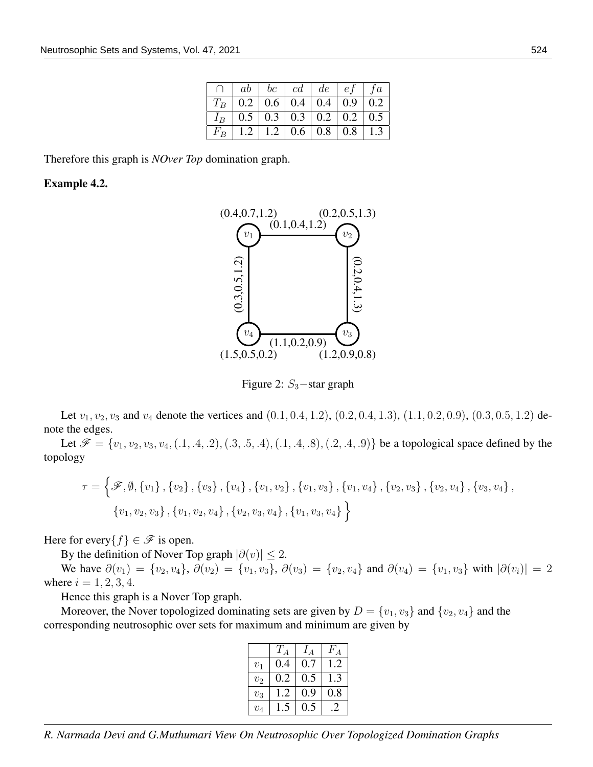| $\cap$ | $ab$ | $bc$ | $cd$ | $de$ | $ef$ | $fa$ |
|---|---|---|---|---|---|---|
| $T_B$ | 0.2 | 0.6 | 0.4 | 0.4 | 0.9 | 0.2 |
| $I_B$ | 0.5 | 0.3 | 0.3 | 0.2 | 0.2 | 0.5 |
| $F_B$ | 1.2 | 1.2 | 0.6 | 0.8 | 0.8 | 1.3 |

Therefore this graph is *NOver Top* domination graph.

**Example 4.2.**

(0.4,0.7,1.2)
(0.2,0.5,1.3)
(0.1,0.4,1.2)
$v_1$
$v_2$
(0.3,0.5,1.2)
(0.2,0.4,1.3)
$v_4$
$v_3$
(1.1,0.2,0.9)
(1.5,0.5,0.2)
(1.2,0.9,0.8)

Figure 2: $S_3-$star graph

Let $v_1, v_2, v_3$ and $v_4$ denote the vertices and $(0.1, 0.4, 1.2)$, $(0.2, 0.4, 1.3)$, $(1.1, 0.2, 0.9)$, $(0.3, 0.5, 1.2)$ denote the edges.

Let $\mathscr{F} = \{v_1, v_2, v_3, v_4, (.1, .4, .2), (.3, .5, .4), (.1, .4, .8), (.2, .4, .9)\}$ be a topological space defined by the topology

$$\tau = \Big\{\mathscr{F}, \emptyset, \{v_1\}, \{v_2\}, \{v_3\}, \{v_4\}, \{v_1, v_2\}, \{v_1, v_3\}, \{v_1, v_4\}, \{v_2, v_3\}, \{v_2, v_4\}, \{v_3, v_4\}, \{v_1, v_2, v_3\}, \{v_1, v_2, v_4\}, \{v_2, v_3, v_4\}, \{v_1, v_3, v_4\}\Big\}$$

Here for every$\{f\} \in \mathscr{F}$ is open.

By the definition of Nover Top graph $|\partial(v)| \leq 2$.

We have $\partial(v_1) = \{v_2, v_4\}$, $\partial(v_2) = \{v_1, v_3\}$, $\partial(v_3) = \{v_2, v_4\}$ and $\partial(v_4) = \{v_1, v_3\}$ with $|\partial(v_i)| = 2$ where $i = 1, 2, 3, 4$.

Hence this graph is a Nover Top graph.

Moreover, the Nover topologized dominating sets are given by $D = \{v_1, v_3\}$ and $\{v_2, v_4\}$ and the corresponding neutrosophic over sets for maximum and minimum are given by

| | $T_A$ | $I_A$ | $F_A$ |
|---|---|---|---|
| $v_1$ | 0.4 | 0.7 | 1.2 |
| $v_2$ | 0.2 | 0.5 | 1.3 |
| $v_3$ | 1.2 | 0.9 | 0.8 |
| $v_4$ | 1.5 | 0.5 | .2 |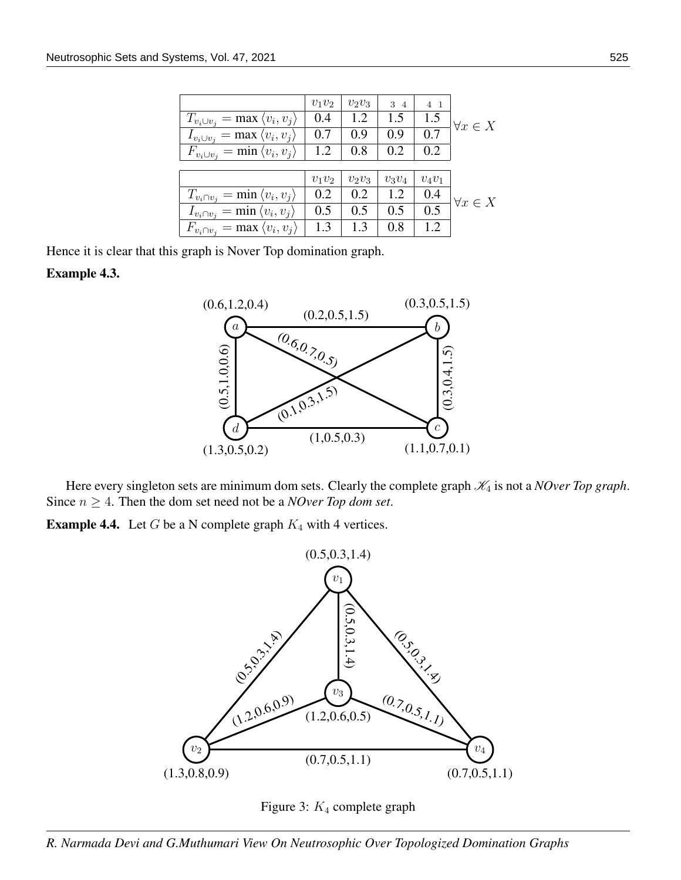| | $v_1v_2$ | $v_2v_3$ | 3 4 | 4 1 | |
|---|---|---|---|---|---|
| $T_{v_i \cup v_j} = \max \langle v_i, v_j \rangle$ | 0.4 | 1.2 | 1.5 | 1.5 | $\forall x \in X$ |
| $I_{v_i \cup v_j} = \max \langle v_i, v_j \rangle$ | 0.7 | 0.9 | 0.9 | 0.7 | |
| $F_{v_i \cup v_j} = \min \langle v_i, v_j \rangle$ | 1.2 | 0.8 | 0.2 | 0.2 | |

| | $v_1v_2$ | $v_2v_3$ | $v_3v_4$ | $v_4v_1$ | |
|---|---|---|---|---|---|
| $T_{v_i \cap v_j} = \min \langle v_i, v_j \rangle$ | 0.2 | 0.2 | 1.2 | 0.4 | $\forall x \in X$ |
| $I_{v_i \cap v_j} = \min \langle v_i, v_j \rangle$ | 0.5 | 0.5 | 0.5 | 0.5 | |
| $F_{v_i \cap v_j} = \max \langle v_i, v_j \rangle$ | 1.3 | 1.3 | 0.8 | 1.2 | |

Hence it is clear that this graph is Nover Top domination graph.

**Example 4.3.**

(0.6,1.2,0.4)
(0.3,0.5,1.5)
(0.2,0.5,1.5)
$a$
$b$
(0.6,0.7,0.5)
(0.5,1.0,0.6)
(0.3,0.4,1.5)
(0.1,0.3,1.5)
$d$
$c$
(1,0.5,0.3)
(1.3,0.5,0.2)
(1.1,0.7,0.1)

Here every singleton sets are minimum dom sets. Clearly the complete graph $\mathscr{K}_4$ is not a *NOver Top graph*. Since $n \geq 4$. Then the dom set need not be a *NOver Top dom set*.

**Example 4.4.** Let $G$ be a N complete graph $K_4$ with 4 vertices.

(0.5,0.3,1.4)
$v_1$
(0.5,0.3,1.4)
(0.5,0.3,1.4)
(0.5,0.3,1.4)
$v_3$
(1.2,0.6,0.9)
(0.7,0.5,1.1)
(1.2,0.6,0.5)
$v_2$
$v_4$
(0.7,0.5,1.1)
(1.3,0.8,0.9)
(0.7,0.5,1.1)

Figure 3: $K_4$ complete graph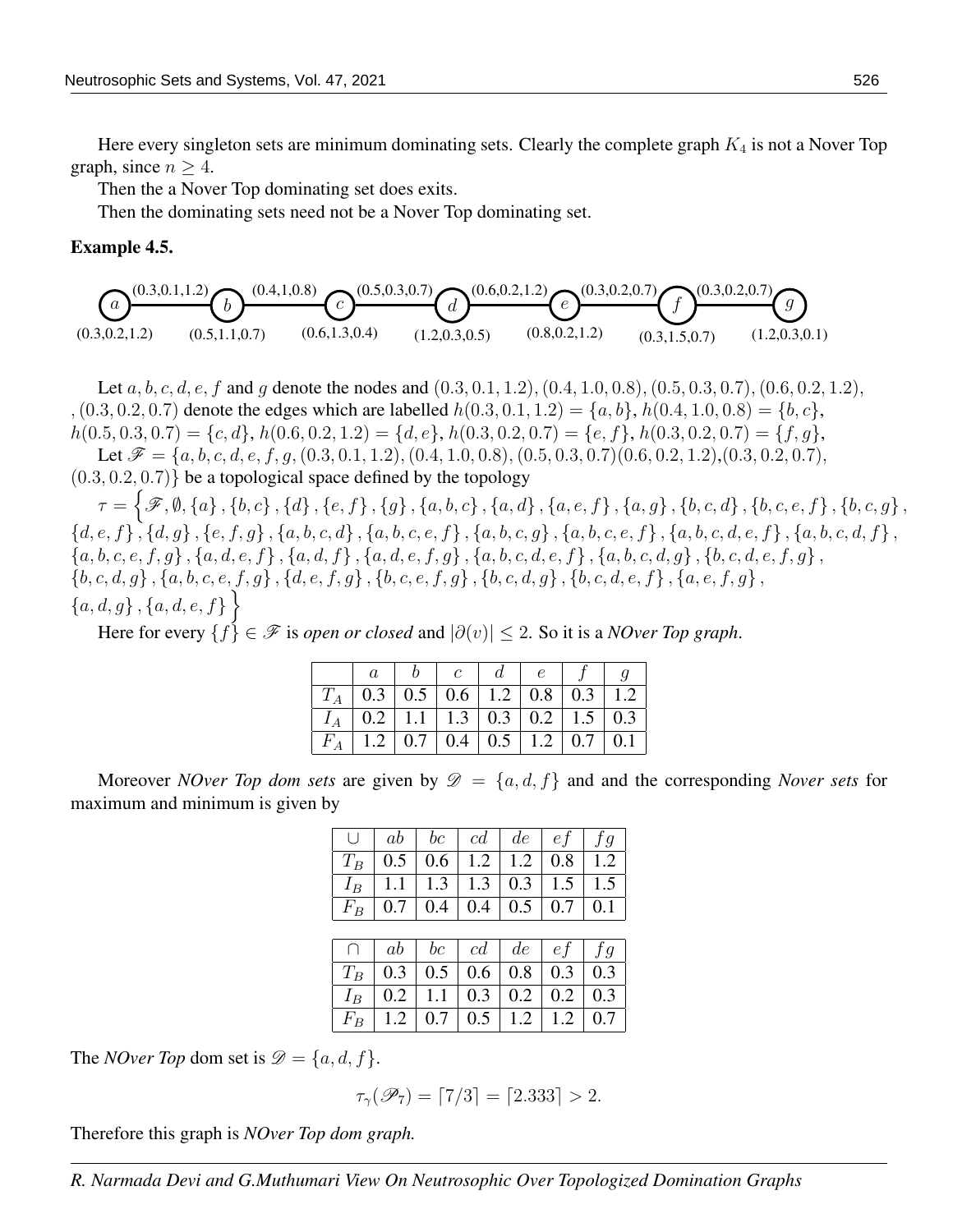Here every singleton sets are minimum dominating sets. Clearly the complete graph $K_4$ is not a Nover Top graph, since $n \geq 4$.

Then the a Nover Top dominating set does exits.

Then the dominating sets need not be a Nover Top dominating set.

**Example 4.5.**

(0.3,0.1,1.2) (0.4,1,0.8) (0.5,0.3,0.7) (0.6,0.2,1.2) (0.3,0.2,0.7) (0.3,0.2,0.7)

$a$ $b$ $c$ $d$ $e$ $f$ $g$

(0.3,0.2,1.2) (0.5,1.1,0.7) (0.6,1.3,0.4) (1.2,0.3,0.5) (0.8,0.2,1.2) (0.3,1.5,0.7) (1.2,0.3,0.1)

Let $a, b, c, d, e, f$ and $g$ denote the nodes and $(0.3, 0.1, 1.2), (0.4, 1.0, 0.8), (0.5, 0.3, 0.7), (0.6, 0.2, 1.2)$, , $(0.3, 0.2, 0.7)$ denote the edges which are labelled $h(0.3, 0.1, 1.2) = \{a, b\}$, $h(0.4, 1.0, 0.8) = \{b, c\}$, $h(0.5, 0.3, 0.7) = \{c, d\}$, $h(0.6, 0.2, 1.2) = \{d, e\}$, $h(0.3, 0.2, 0.7) = \{e, f\}$, $h(0.3, 0.2, 0.7) = \{f, g\}$,

Let $\mathscr{F} = \{a, b, c, d, e, f, g, (0.3, 0.1, 1.2), (0.4, 1.0, 0.8), (0.5, 0.3, 0.7)(0.6, 0.2, 1.2),(0.3, 0.2, 0.7), (0.3, 0.2, 0.7)\}$ be a topological space defined by the topology

$$\tau = \Big\{\mathscr{F}, \emptyset, \{a\}, \{b, c\}, \{d\}, \{e, f\}, \{g\}, \{a, b, c\}, \{a, d\}, \{a, e, f\}, \{a, g\}, \{b, c, d\}, \{b, c, e, f\}, \{b, c, g\}, \{d, e, f\}, \{d, g\}, \{e, f, g\}, \{a, b, c, d\}, \{a, b, c, e, f\}, \{a, b, c, g\}, \{a, b, c, e, f\}, \{a, b, c, d, e, f\}, \{a, b, c, d, f\}, \{a, b, c, e, f, g\}, \{a, d, e, f\}, \{a, d, f\}, \{a, d, e, f, g\}, \{a, b, c, d, e, f\}, \{a, b, c, d, g\}, \{b, c, d, e, f, g\}, \{b, c, d, g\}, \{a, b, c, e, f, g\}, \{d, e, f, g\}, \{b, c, e, f, g\}, \{b, c, d, g\}, \{b, c, d, e, f\}, \{a, e, f, g\}, \{a, d, g\}, \{a, d, e, f\}\Big\}$$

Here for every $\{f\} \in \mathscr{F}$ is *open or closed* and $|\partial(v)| \leq 2$. So it is a *NOver Top graph*.

| | $a$ | $b$ | $c$ | $d$ | $e$ | $f$ | $g$ |
|---|---|---|---|---|---|---|---|
| $T_A$ | 0.3 | 0.5 | 0.6 | 1.2 | 0.8 | 0.3 | 1.2 |
| $I_A$ | 0.2 | 1.1 | 1.3 | 0.3 | 0.2 | 1.5 | 0.3 |
| $F_A$ | 1.2 | 0.7 | 0.4 | 0.5 | 1.2 | 0.7 | 0.1 |

Moreover *NOver Top dom sets* are given by $\mathscr{D} = \{a, d, f\}$ and and the corresponding *Nover sets* for maximum and minimum is given by

| $\cup$ | $ab$ | $bc$ | $cd$ | $de$ | $ef$ | $fg$ |
|---|---|---|---|---|---|---|
| $T_B$ | 0.5 | 0.6 | 1.2 | 1.2 | 0.8 | 1.2 |
| $I_B$ | 1.1 | 1.3 | 1.3 | 0.3 | 1.5 | 1.5 |
| $F_B$ | 0.7 | 0.4 | 0.4 | 0.5 | 0.7 | 0.1 |

| $\cap$ | $ab$ | $bc$ | $cd$ | $de$ | $ef$ | $fg$ |
|---|---|---|---|---|---|---|
| $T_B$ | 0.3 | 0.5 | 0.6 | 0.8 | 0.3 | 0.3 |
| $I_B$ | 0.2 | 1.1 | 0.3 | 0.2 | 0.2 | 0.3 |
| $F_B$ | 1.2 | 0.7 | 0.5 | 1.2 | 1.2 | 0.7 |

The *NOver Top* dom set is $\mathscr{D} = \{a, d, f\}$.

$$\tau_\gamma(\mathscr{P}_7) = \lceil 7/3 \rceil = \lceil 2.333 \rceil > 2.$$

Therefore this graph is *NOver Top dom graph.*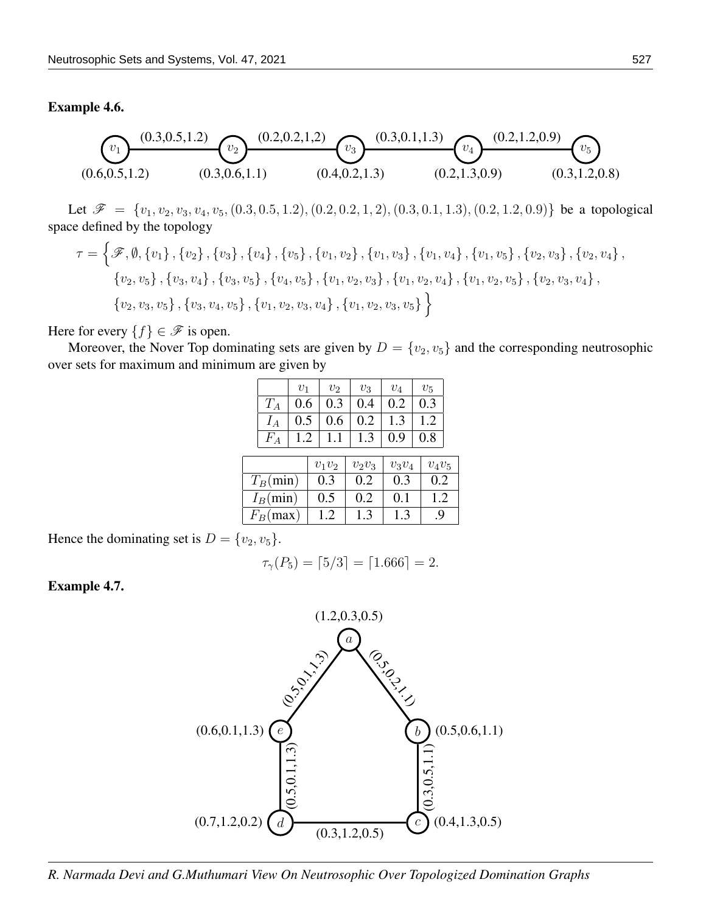**Example 4.6.**

$v_1$ (0.3,0.5,1.2) $v_2$ (0.2,0.2,1,2) $v_3$ (0.3,0.1,1.3) $v_4$ (0.2,1.2,0.9) $v_5$

(0.6,0.5,1.2) (0.3,0.6,1.1) (0.4,0.2,1.3) (0.2,1.3,0.9) (0.3,1.2,0.8)

Let $\mathscr{F} = \{v_1, v_2, v_3, v_4, v_5, (0.3, 0.5, 1.2), (0.2, 0.2, 1, 2), (0.3, 0.1, 1.3), (0.2, 1.2, 0.9)\}$ be a topological space defined by the topology

$$\tau = \Big\{ \mathscr{F}, \emptyset, \{v_1\}, \{v_2\}, \{v_3\}, \{v_4\}, \{v_5\}, \{v_1, v_2\}, \{v_1, v_3\}, \{v_1, v_4\}, \{v_1, v_5\}, \{v_2, v_3\}, \{v_2, v_4\},$$
$$\{v_2, v_5\}, \{v_3, v_4\}, \{v_3, v_5\}, \{v_4, v_5\}, \{v_1, v_2, v_3\}, \{v_1, v_2, v_4\}, \{v_1, v_2, v_5\}, \{v_2, v_3, v_4\},$$
$$\{v_2, v_3, v_5\}, \{v_3, v_4, v_5\}, \{v_1, v_2, v_3, v_4\}, \{v_1, v_2, v_3, v_5\} \Big\}$$

Here for every $\{f\} \in \mathscr{F}$ is open.

Moreover, the Nover Top dominating sets are given by $D = \{v_2, v_5\}$ and the corresponding neutrosophic over sets for maximum and minimum are given by

| | $v_1$ | $v_2$ | $v_3$ | $v_4$ | $v_5$ |
|---|---|---|---|---|---|
| $T_A$ | 0.6 | 0.3 | 0.4 | 0.2 | 0.3 |
| $I_A$ | 0.5 | 0.6 | 0.2 | 1.3 | 1.2 |
| $F_A$ | 1.2 | 1.1 | 1.3 | 0.9 | 0.8 |

| | $v_1v_2$ | $v_2v_3$ | $v_3v_4$ | $v_4v_5$ |
|---|---|---|---|---|
| $T_B$(min) | 0.3 | 0.2 | 0.3 | 0.2 |
| $I_B$(min) | 0.5 | 0.2 | 0.1 | 1.2 |
| $F_B$(max) | 1.2 | 1.3 | 1.3 | .9 |

Hence the dominating set is $D = \{v_2, v_5\}$.

$$\tau_\gamma(P_5) = \lceil 5/3 \rceil = \lceil 1.666 \rceil = 2.$$

**Example 4.7.**

(1.2,0.3,0.5)

$a$

(0.5,0.1,1.3) (0.5,0.2,1.1)

(0.6,0.1,1.3) $e$ $b$ (0.5,0.6,1.1)

(0.5,0.1,1.3) (0.3,0.5,1.1)

(0.7,1.2,0.2) $d$ $c$ (0.4,1.3,0.5)

(0.3,1.2,0.5)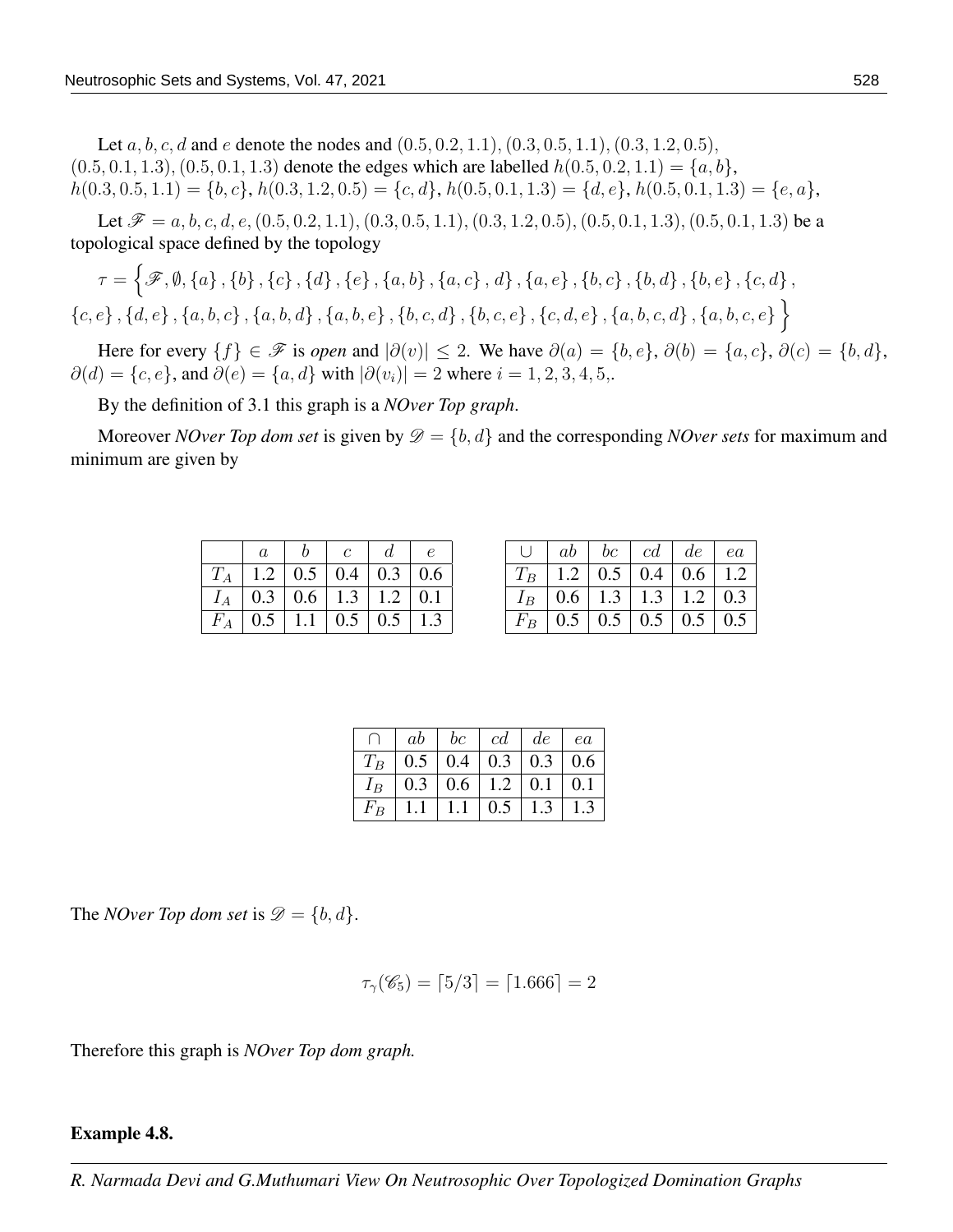Let $a, b, c, d$ and $e$ denote the nodes and $(0.5, 0.2, 1.1), (0.3, 0.5, 1.1), (0.3, 1.2, 0.5), (0.5, 0.1, 1.3), (0.5, 0.1, 1.3)$ denote the edges which are labelled $h(0.5, 0.2, 1.1) = \{a, b\}$, $h(0.3, 0.5, 1.1) = \{b, c\}$, $h(0.3, 1.2, 0.5) = \{c, d\}$, $h(0.5, 0.1, 1.3) = \{d, e\}$, $h(0.5, 0.1, 1.3) = \{e, a\}$,

Let $\mathscr{F} = a, b, c, d, e, (0.5, 0.2, 1.1), (0.3, 0.5, 1.1), (0.3, 1.2, 0.5), (0.5, 0.1, 1.3), (0.5, 0.1, 1.3)$ be a topological space defined by the topology

$$\tau = \Big\{ \mathscr{F}, \emptyset, \{a\}, \{b\}, \{c\}, \{d\}, \{e\}, \{a, b\}, \{a, c\}, d\}, \{a, e\}, \{b, c\}, \{b, d\}, \{b, e\}, \{c, d\},$$
$$\{c, e\}, \{d, e\}, \{a, b, c\}, \{a, b, d\}, \{a, b, e\}, \{b, c, d\}, \{b, c, e\}, \{c, d, e\}, \{a, b, c, d\}, \{a, b, c, e\} \Big\}$$

Here for every $\{f\} \in \mathscr{F}$ is *open* and $|\partial(v)| \leq 2$. We have $\partial(a) = \{b, e\}$, $\partial(b) = \{a, c\}$, $\partial(c) = \{b, d\}$, $\partial(d) = \{c, e\}$, and $\partial(e) = \{a, d\}$ with $|\partial(v_i)| = 2$ where $i = 1, 2, 3, 4, 5,$.

By the definition of 3.1 this graph is a *NOver Top graph*.

Moreover *NOver Top dom set* is given by $\mathscr{D} = \{b, d\}$ and the corresponding *NOver sets* for maximum and minimum are given by

| | $a$ | $b$ | $c$ | $d$ | $e$ |
|---|---|---|---|---|---|
| $T_A$ | 1.2 | 0.5 | 0.4 | 0.3 | 0.6 |
| $I_A$ | 0.3 | 0.6 | 1.3 | 1.2 | 0.1 |
| $F_A$ | 0.5 | 1.1 | 0.5 | 0.5 | 1.3 |

| $\cup$ | $ab$ | $bc$ | $cd$ | $de$ | $ea$ |
|---|---|---|---|---|---|
| $T_B$ | 1.2 | 0.5 | 0.4 | 0.6 | 1.2 |
| $I_B$ | 0.6 | 1.3 | 1.3 | 1.2 | 0.3 |
| $F_B$ | 0.5 | 0.5 | 0.5 | 0.5 | 0.5 |

| $\cap$ | $ab$ | $bc$ | $cd$ | $de$ | $ea$ |
|---|---|---|---|---|---|
| $T_B$ | 0.5 | 0.4 | 0.3 | 0.3 | 0.6 |
| $I_B$ | 0.3 | 0.6 | 1.2 | 0.1 | 0.1 |
| $F_B$ | 1.1 | 1.1 | 0.5 | 1.3 | 1.3 |

The *NOver Top dom set* is $\mathscr{D} = \{b, d\}$.

$$\tau_\gamma(\mathscr{C}_5) = \lceil 5/3 \rceil = \lceil 1.666 \rceil = 2$$

Therefore this graph is *NOver Top dom graph.*

**Example 4.8.**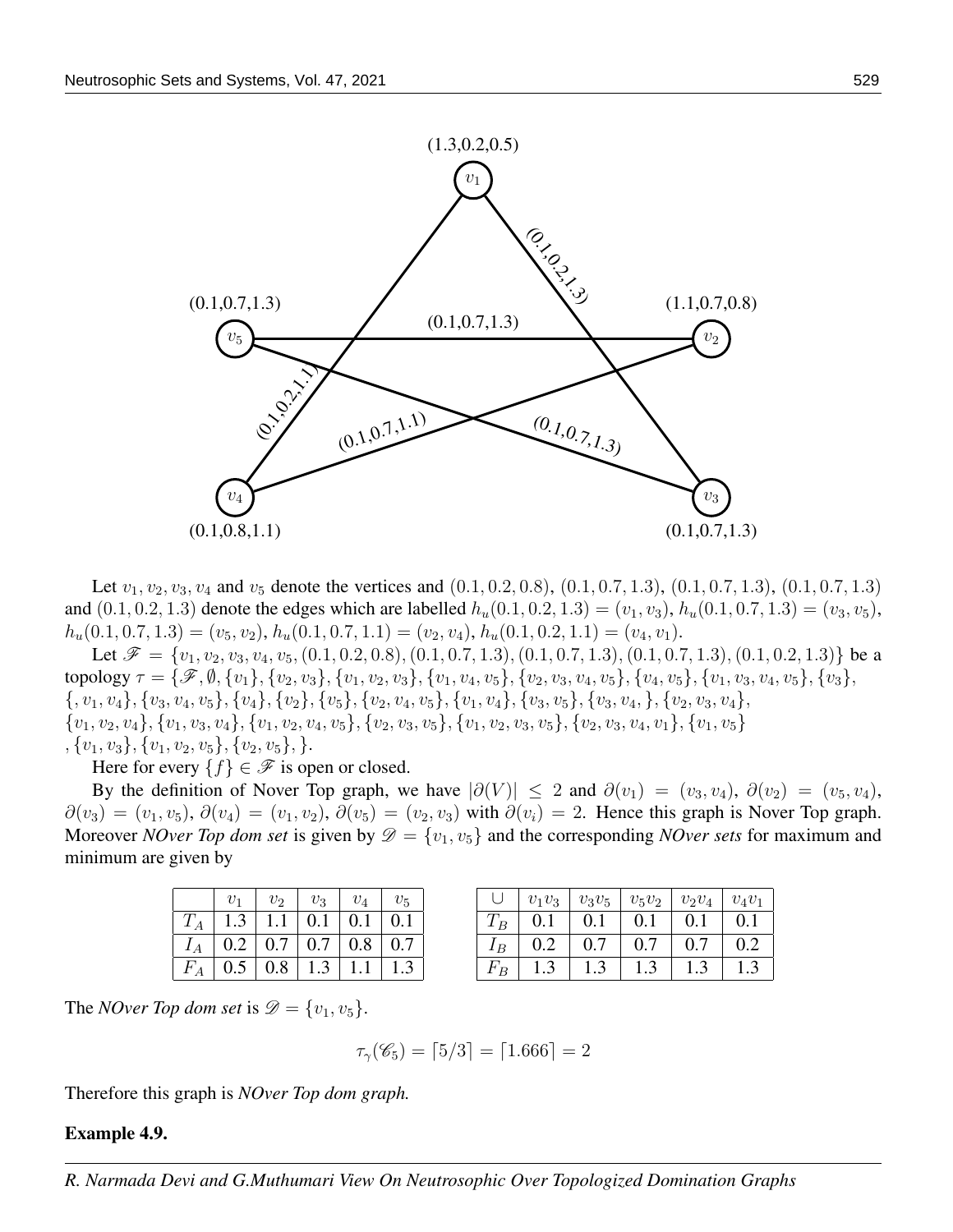(1.3,0.2,0.5)

(0.1,0.7,1.3)

(1.1,0.7,0.8)

(0.1,0.2,1.3)

(0.1,0.7,1.3)

(0.1,0.2,1.1)

(0.1,0.7,1.1)

(0.1,0.7,1.3)

(0.1,0.8,1.1)

(0.1,0.7,1.3)

Let $v_1, v_2, v_3, v_4$ and $v_5$ denote the vertices and $(0.1, 0.2, 0.8)$, $(0.1, 0.7, 1.3)$, $(0.1, 0.7, 1.3)$, $(0.1, 0.7, 1.3)$ and $(0.1, 0.2, 1.3)$ denote the edges which are labelled $h_u(0.1, 0.2, 1.3) = (v_1, v_3)$, $h_u(0.1, 0.7, 1.3) = (v_3, v_5)$, $h_u(0.1, 0.7, 1.3) = (v_5, v_2)$, $h_u(0.1, 0.7, 1.1) = (v_2, v_4)$, $h_u(0.1, 0.2, 1.1) = (v_4, v_1)$.

Let $\mathscr{F} = \{v_1, v_2, v_3, v_4, v_5, (0.1, 0.2, 0.8), (0.1, 0.7, 1.3), (0.1, 0.7, 1.3), (0.1, 0.7, 1.3), (0.1, 0.2, 1.3)\}$ be a topology $\tau = \{\mathscr{F}, \emptyset, \{v_1\}, \{v_2, v_3\}, \{v_1, v_2, v_3\}, \{v_1, v_4, v_5\}, \{v_2, v_3, v_4, v_5\}, \{v_4, v_5\}, \{v_1, v_3, v_4, v_5\}, \{v_3\},$ $\{, v_1, v_4\}, \{v_3, v_4, v_5\}, \{v_4\}, \{v_2\}, \{v_5\}, \{v_2, v_4, v_5\}, \{v_1, v_4\}, \{v_3, v_5\}, \{v_3, v_4, \}, \{v_2, v_3, v_4\},$ $\{v_1, v_2, v_4\}, \{v_1, v_3, v_4\}, \{v_1, v_2, v_4, v_5\}, \{v_2, v_3, v_5\}, \{v_1, v_2, v_3, v_5\}, \{v_2, v_3, v_4, v_1\}, \{v_1, v_5\}$ $, \{v_1, v_3\}, \{v_1, v_2, v_5\}, \{v_2, v_5\}, \}$.

Here for every $\{f\} \in \mathscr{F}$ is open or closed.

By the definition of Nover Top graph, we have $|\partial(V)| \leq 2$ and $\partial(v_1) = (v_3, v_4)$, $\partial(v_2) = (v_5, v_4)$, $\partial(v_3) = (v_1, v_5)$, $\partial(v_4) = (v_1, v_2)$, $\partial(v_5) = (v_2, v_3)$ with $\partial(v_i) = 2$. Hence this graph is Nover Top graph. Moreover *NOver Top dom set* is given by $\mathscr{D} = \{v_1, v_5\}$ and the corresponding *NOver sets* for maximum and minimum are given by

| | $v_1$ | $v_2$ | $v_3$ | $v_4$ | $v_5$ |
|---|---|---|---|---|---|
| $T_A$ | 1.3 | 1.1 | 0.1 | 0.1 | 0.1 |
| $I_A$ | 0.2 | 0.7 | 0.7 | 0.8 | 0.7 |
| $F_A$ | 0.5 | 0.8 | 1.3 | 1.1 | 1.3 |

| $\cup$ | $v_1v_3$ | $v_3v_5$ | $v_5v_2$ | $v_2v_4$ | $v_4v_1$ |
|---|---|---|---|---|---|
| $T_B$ | 0.1 | 0.1 | 0.1 | 0.1 | 0.1 |
| $I_B$ | 0.2 | 0.7 | 0.7 | 0.7 | 0.2 |
| $F_B$ | 1.3 | 1.3 | 1.3 | 1.3 | 1.3 |

The *NOver Top dom set* is $\mathscr{D} = \{v_1, v_5\}$.

$$\tau_\gamma(\mathscr{C}_5) = \lceil 5/3 \rceil = \lceil 1.666 \rceil = 2$$

Therefore this graph is *NOver Top dom graph.*

**Example 4.9.**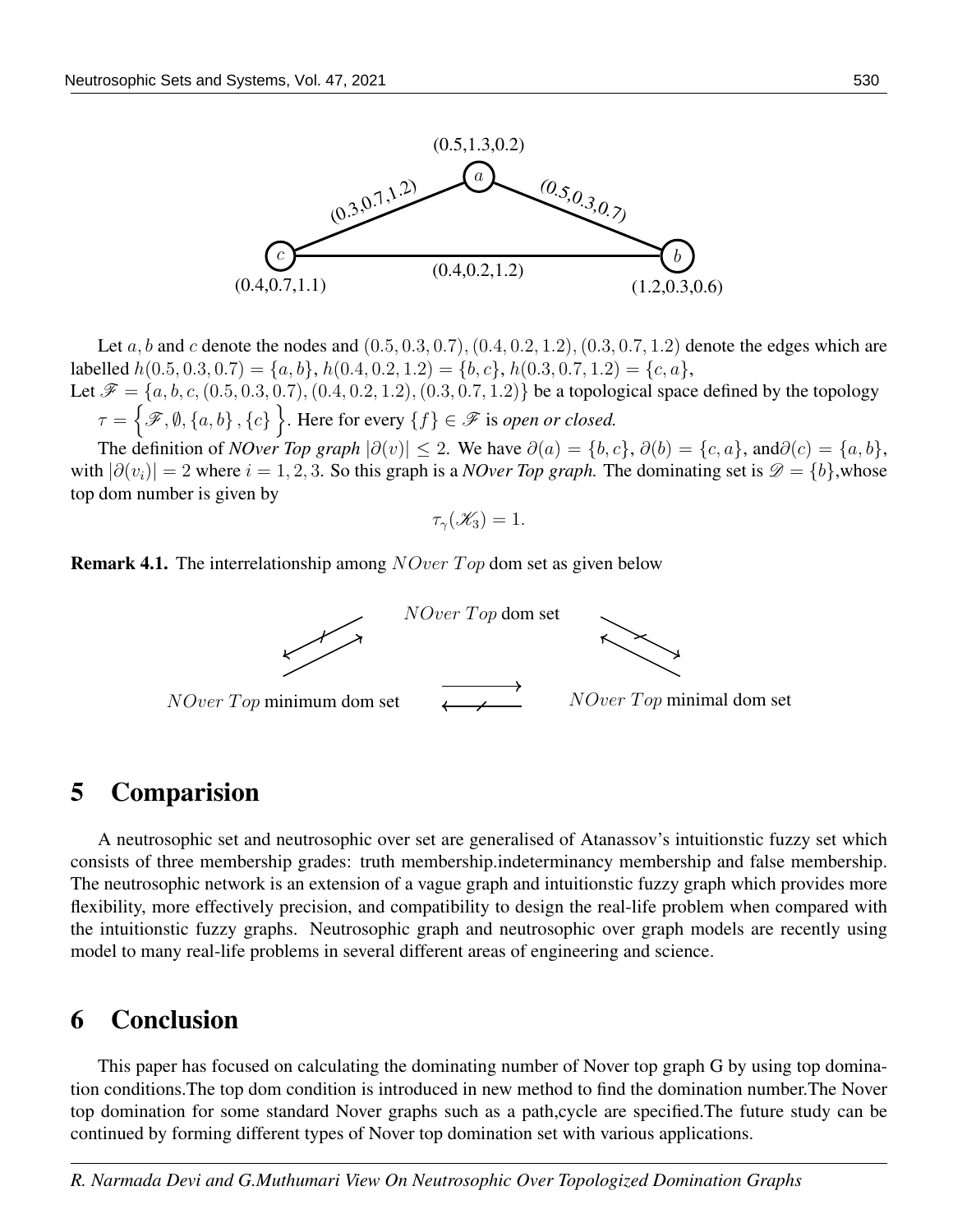(0.5,1.3,0.2)

(0.3,0.7,1.2)

(0.5,0.3,0.7)

(0.4,0.2,1.2)

(0.4,0.7,1.1)

(1.2,0.3,0.6)

Let $a, b$ and $c$ denote the nodes and $(0.5, 0.3, 0.7), (0.4, 0.2, 1.2), (0.3, 0.7, 1.2)$ denote the edges which are labelled $h(0.5, 0.3, 0.7) = \{a, b\}$, $h(0.4, 0.2, 1.2) = \{b, c\}$, $h(0.3, 0.7, 1.2) = \{c, a\}$,
Let $\mathscr{F} = \{a, b, c, (0.5, 0.3, 0.7), (0.4, 0.2, 1.2), (0.3, 0.7, 1.2)\}$ be a topological space defined by the topology $\tau = \left\{\mathscr{F}, \emptyset, \{a, b\}, \{c\}\right\}$. Here for every $\{f\} \in \mathscr{F}$ is *open or closed.*

The definition of *NOver Top graph* $|\partial(v)| \leq 2$. We have $\partial(a) = \{b, c\}$, $\partial(b) = \{c, a\}$, and$\partial(c) = \{a, b\}$, with $|\partial(v_i)| = 2$ where $i = 1, 2, 3$. So this graph is a ***NOver Top graph.*** The dominating set is $\mathscr{D} = \{b\}$,whose top dom number is given by

$$\tau_\gamma(\mathscr{K}_3) = 1.$$

**Remark 4.1.** The interrelationship among $NOver\ Top$ dom set as given below

$NOver\ Top$ dom set

$NOver\ Top$ minimum dom set

$NOver\ Top$ minimal dom set

# 5 Comparision

A neutrosophic set and neutrosophic over set are generalised of Atanassov's intuitionstic fuzzy set which consists of three membership grades: truth membership.indeterminancy membership and false membership. The neutrosophic network is an extension of a vague graph and intuitionstic fuzzy graph which provides more flexibility, more effectively precision, and compatibility to design the real-life problem when compared with the intuitionstic fuzzy graphs. Neutrosophic graph and neutrosophic over graph models are recently using model to many real-life problems in several different areas of engineering and science.

# 6 Conclusion

This paper has focused on calculating the dominating number of Nover top graph G by using top domination conditions.The top dom condition is introduced in new method to find the domination number.The Nover top domination for some standard Nover graphs such as a path,cycle are specified.The future study can be continued by forming different types of Nover top domination set with various applications.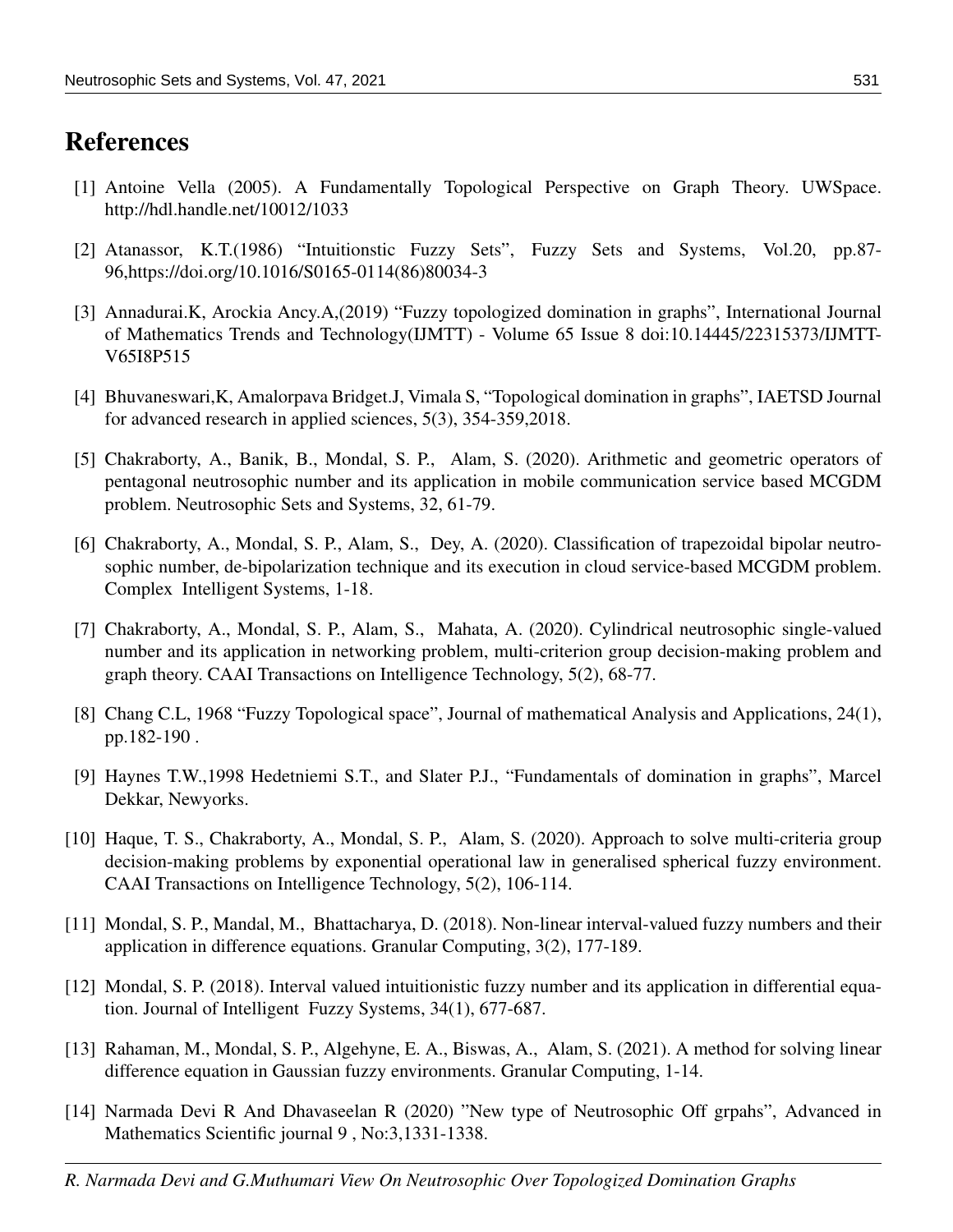# References

[1] Antoine Vella (2005). A Fundamentally Topological Perspective on Graph Theory. UWSpace. http://hdl.handle.net/10012/1033

[2] Atanassor, K.T.(1986) "Intuitionstic Fuzzy Sets", Fuzzy Sets and Systems, Vol.20, pp.87-96,https://doi.org/10.1016/S0165-0114(86)80034-3

[3] Annadurai.K, Arockia Ancy.A,(2019) "Fuzzy topologized domination in graphs", International Journal of Mathematics Trends and Technology(IJMTT) - Volume 65 Issue 8 doi:10.14445/22315373/IJMTT-V65I8P515

[4] Bhuvaneswari,K, Amalorpava Bridget.J, Vimala S, "Topological domination in graphs", IAETSD Journal for advanced research in applied sciences, 5(3), 354-359,2018.

[5] Chakraborty, A., Banik, B., Mondal, S. P., Alam, S. (2020). Arithmetic and geometric operators of pentagonal neutrosophic number and its application in mobile communication service based MCGDM problem. Neutrosophic Sets and Systems, 32, 61-79.

[6] Chakraborty, A., Mondal, S. P., Alam, S., Dey, A. (2020). Classification of trapezoidal bipolar neutrosophic number, de-bipolarization technique and its execution in cloud service-based MCGDM problem. Complex Intelligent Systems, 1-18.

[7] Chakraborty, A., Mondal, S. P., Alam, S., Mahata, A. (2020). Cylindrical neutrosophic single-valued number and its application in networking problem, multi-criterion group decision-making problem and graph theory. CAAI Transactions on Intelligence Technology, 5(2), 68-77.

[8] Chang C.L, 1968 "Fuzzy Topological space", Journal of mathematical Analysis and Applications, 24(1), pp.182-190 .

[9] Haynes T.W.,1998 Hedetniemi S.T., and Slater P.J., "Fundamentals of domination in graphs", Marcel Dekkar, Newyorks.

[10] Haque, T. S., Chakraborty, A., Mondal, S. P., Alam, S. (2020). Approach to solve multi-criteria group decision-making problems by exponential operational law in generalised spherical fuzzy environment. CAAI Transactions on Intelligence Technology, 5(2), 106-114.

[11] Mondal, S. P., Mandal, M., Bhattacharya, D. (2018). Non-linear interval-valued fuzzy numbers and their application in difference equations. Granular Computing, 3(2), 177-189.

[12] Mondal, S. P. (2018). Interval valued intuitionistic fuzzy number and its application in differential equation. Journal of Intelligent Fuzzy Systems, 34(1), 677-687.

[13] Rahaman, M., Mondal, S. P., Algehyne, E. A., Biswas, A., Alam, S. (2021). A method for solving linear difference equation in Gaussian fuzzy environments. Granular Computing, 1-14.

[14] Narmada Devi R And Dhavaseelan R (2020) "New type of Neutrosophic Off grpahs", Advanced in Mathematics Scientific journal 9 , No:3,1331-1338.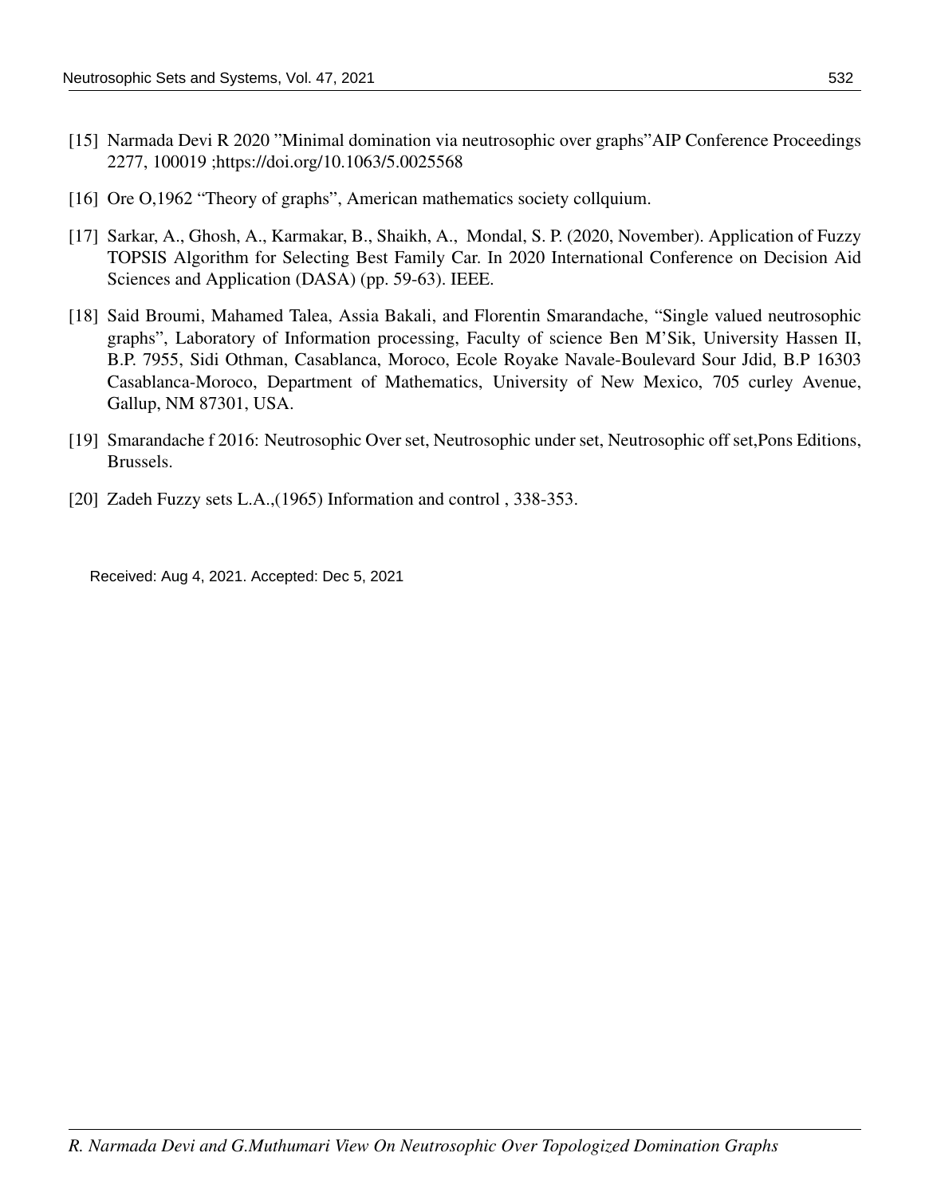[15] Narmada Devi R 2020 ”Minimal domination via neutrosophic over graphs”AIP Conference Proceedings 2277, 100019 ;https://doi.org/10.1063/5.0025568

[16] Ore O,1962 “Theory of graphs”, American mathematics society collquium.

[17] Sarkar, A., Ghosh, A., Karmakar, B., Shaikh, A., Mondal, S. P. (2020, November). Application of Fuzzy TOPSIS Algorithm for Selecting Best Family Car. In 2020 International Conference on Decision Aid Sciences and Application (DASA) (pp. 59-63). IEEE.

[18] Said Broumi, Mahamed Talea, Assia Bakali, and Florentin Smarandache, “Single valued neutrosophic graphs”, Laboratory of Information processing, Faculty of science Ben M’Sik, University Hassen II, B.P. 7955, Sidi Othman, Casablanca, Moroco, Ecole Royake Navale-Boulevard Sour Jdid, B.P 16303 Casablanca-Moroco, Department of Mathematics, University of New Mexico, 705 curley Avenue, Gallup, NM 87301, USA.

[19] Smarandache f 2016: Neutrosophic Over set, Neutrosophic under set, Neutrosophic off set,Pons Editions, Brussels.

[20] Zadeh Fuzzy sets L.A.,(1965) Information and control , 338-353.

Received: Aug 4, 2021. Accepted: Dec 5, 2021